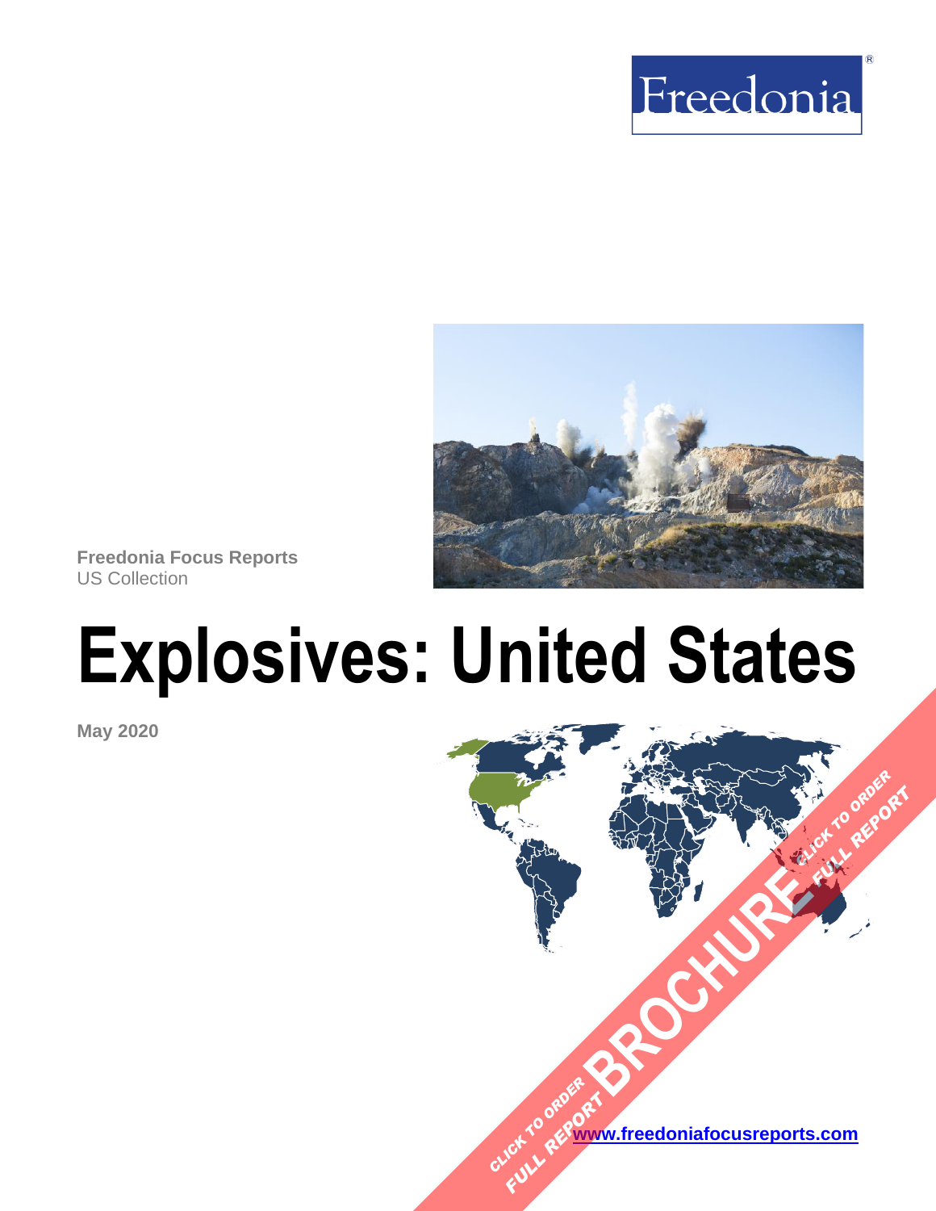Freedonia

Freedonia Focus Reports
US Collection

# Explosives: United States

**May 2020**

CLICK TO ORDER FULL REPORT BROCHURE CLICK TO ORDER FULL REPORT

www.freedoniafocusreports.com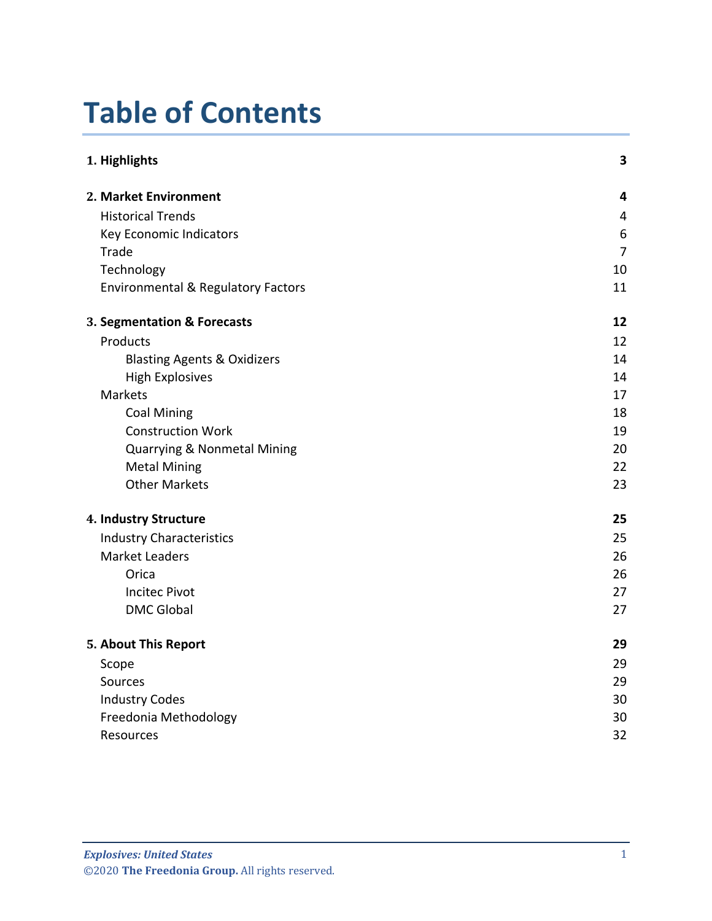# Table of Contents

| | |
|---|---|
| **1. Highlights** | **3** |
| **2. Market Environment** | **4** |
| Historical Trends | 4 |
| Key Economic Indicators | 6 |
| Trade | 7 |
| Technology | 10 |
| Environmental & Regulatory Factors | 11 |
| **3. Segmentation & Forecasts** | **12** |
| Products | 12 |
| Blasting Agents & Oxidizers | 14 |
| High Explosives | 14 |
| Markets | 17 |
| Coal Mining | 18 |
| Construction Work | 19 |
| Quarrying & Nonmetal Mining | 20 |
| Metal Mining | 22 |
| Other Markets | 23 |
| **4. Industry Structure** | **25** |
| Industry Characteristics | 25 |
| Market Leaders | 26 |
| Orica | 26 |
| Incitec Pivot | 27 |
| DMC Global | 27 |
| **5. About This Report** | **29** |
| Scope | 29 |
| Sources | 29 |
| Industry Codes | 30 |
| Freedonia Methodology | 30 |
| Resources | 32 |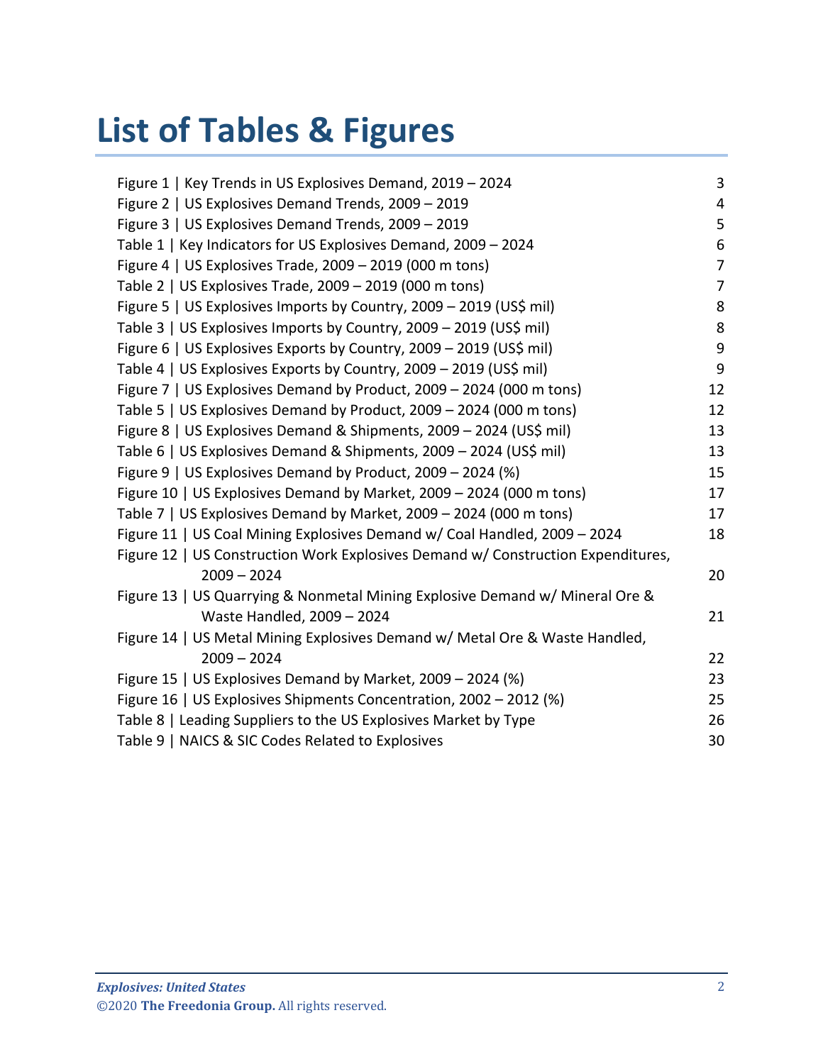# List of Tables & Figures

| | |
|---|---|
| Figure 1 \| Key Trends in US Explosives Demand, 2019 – 2024 | 3 |
| Figure 2 \| US Explosives Demand Trends, 2009 – 2019 | 4 |
| Figure 3 \| US Explosives Demand Trends, 2009 – 2019 | 5 |
| Table 1 \| Key Indicators for US Explosives Demand, 2009 – 2024 | 6 |
| Figure 4 \| US Explosives Trade, 2009 – 2019 (000 m tons) | 7 |
| Table 2 \| US Explosives Trade, 2009 – 2019 (000 m tons) | 7 |
| Figure 5 \| US Explosives Imports by Country, 2009 – 2019 (US$ mil) | 8 |
| Table 3 \| US Explosives Imports by Country, 2009 – 2019 (US$ mil) | 8 |
| Figure 6 \| US Explosives Exports by Country, 2009 – 2019 (US$ mil) | 9 |
| Table 4 \| US Explosives Exports by Country, 2009 – 2019 (US$ mil) | 9 |
| Figure 7 \| US Explosives Demand by Product, 2009 – 2024 (000 m tons) | 12 |
| Table 5 \| US Explosives Demand by Product, 2009 – 2024 (000 m tons) | 12 |
| Figure 8 \| US Explosives Demand & Shipments, 2009 – 2024 (US$ mil) | 13 |
| Table 6 \| US Explosives Demand & Shipments, 2009 – 2024 (US$ mil) | 13 |
| Figure 9 \| US Explosives Demand by Product, 2009 – 2024 (%) | 15 |
| Figure 10 \| US Explosives Demand by Market, 2009 – 2024 (000 m tons) | 17 |
| Table 7 \| US Explosives Demand by Market, 2009 – 2024 (000 m tons) | 17 |
| Figure 11 \| US Coal Mining Explosives Demand w/ Coal Handled, 2009 – 2024 | 18 |
| Figure 12 \| US Construction Work Explosives Demand w/ Construction Expenditures, 2009 – 2024 | 20 |
| Figure 13 \| US Quarrying & Nonmetal Mining Explosive Demand w/ Mineral Ore & Waste Handled, 2009 – 2024 | 21 |
| Figure 14 \| US Metal Mining Explosives Demand w/ Metal Ore & Waste Handled, 2009 – 2024 | 22 |
| Figure 15 \| US Explosives Demand by Market, 2009 – 2024 (%) | 23 |
| Figure 16 \| US Explosives Shipments Concentration, 2002 – 2012 (%) | 25 |
| Table 8 \| Leading Suppliers to the US Explosives Market by Type | 26 |
| Table 9 \| NAICS & SIC Codes Related to Explosives | 30 |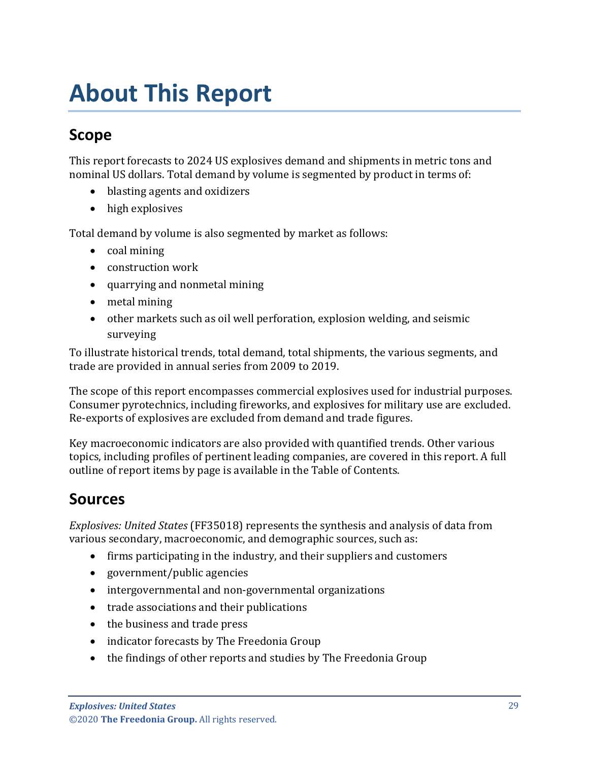# About This Report

## Scope

This report forecasts to 2024 US explosives demand and shipments in metric tons and nominal US dollars. Total demand by volume is segmented by product in terms of:

- blasting agents and oxidizers
- high explosives

Total demand by volume is also segmented by market as follows:

- coal mining
- construction work
- quarrying and nonmetal mining
- metal mining
- other markets such as oil well perforation, explosion welding, and seismic surveying

To illustrate historical trends, total demand, total shipments, the various segments, and trade are provided in annual series from 2009 to 2019.

The scope of this report encompasses commercial explosives used for industrial purposes. Consumer pyrotechnics, including fireworks, and explosives for military use are excluded. Re-exports of explosives are excluded from demand and trade figures.

Key macroeconomic indicators are also provided with quantified trends. Other various topics, including profiles of pertinent leading companies, are covered in this report. A full outline of report items by page is available in the Table of Contents.

## Sources

*Explosives: United States* (FF35018) represents the synthesis and analysis of data from various secondary, macroeconomic, and demographic sources, such as:

- firms participating in the industry, and their suppliers and customers
- government/public agencies
- intergovernmental and non-governmental organizations
- trade associations and their publications
- the business and trade press
- indicator forecasts by The Freedonia Group
- the findings of other reports and studies by The Freedonia Group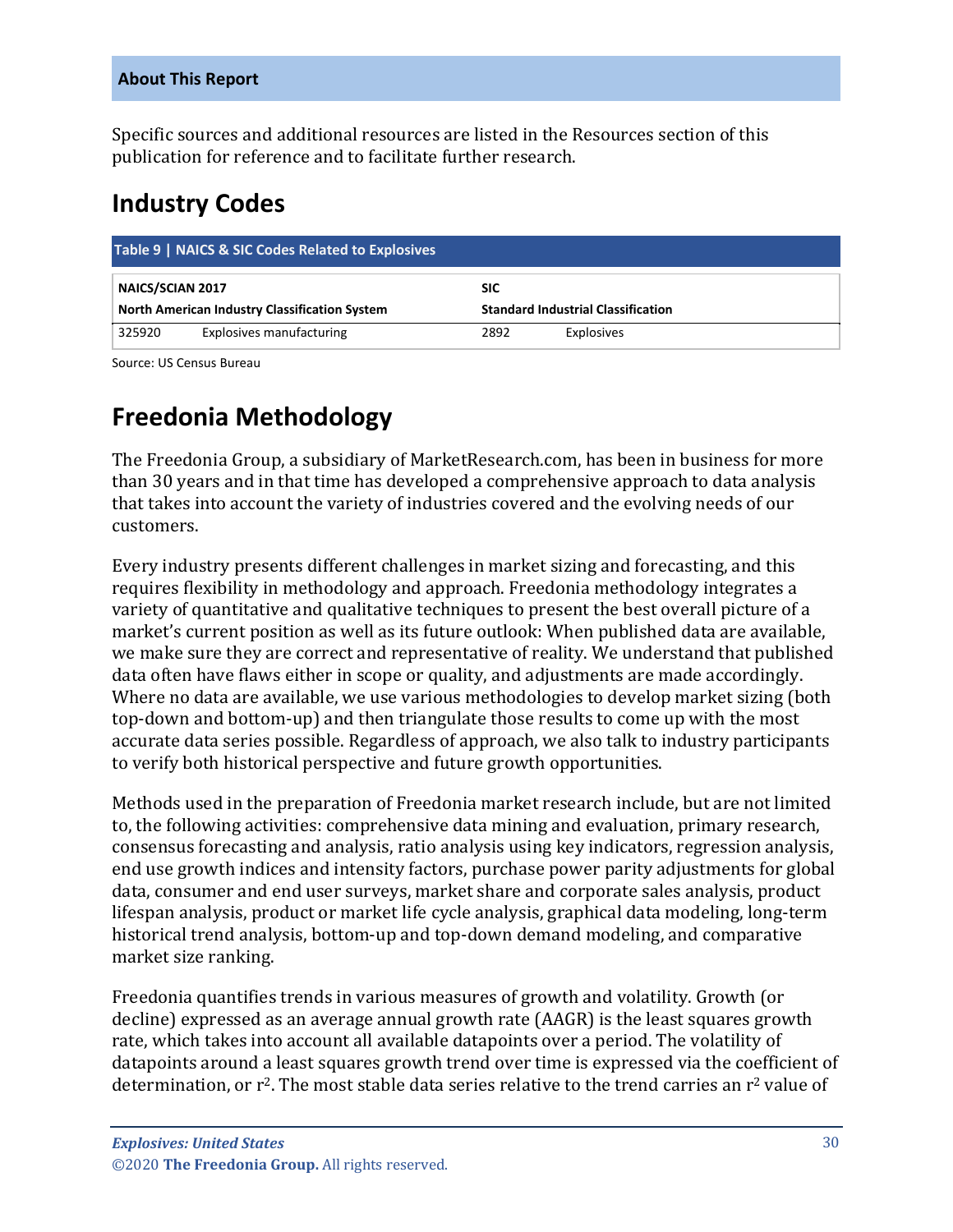## About This Report

Specific sources and additional resources are listed in the Resources section of this publication for reference and to facilitate further research.

# Industry Codes

**Table 9 | NAICS & SIC Codes Related to Explosives**

| **NAICS/SCIAN 2017** | | **SIC** | |
|---|---|---|---|
| **North American Industry Classification System** | | **Standard Industrial Classification** | |
| 325920 | Explosives manufacturing | 2892 | Explosives |

Source: US Census Bureau

# Freedonia Methodology

The Freedonia Group, a subsidiary of MarketResearch.com, has been in business for more than 30 years and in that time has developed a comprehensive approach to data analysis that takes into account the variety of industries covered and the evolving needs of our customers.

Every industry presents different challenges in market sizing and forecasting, and this requires flexibility in methodology and approach. Freedonia methodology integrates a variety of quantitative and qualitative techniques to present the best overall picture of a market's current position as well as its future outlook: When published data are available, we make sure they are correct and representative of reality. We understand that published data often have flaws either in scope or quality, and adjustments are made accordingly. Where no data are available, we use various methodologies to develop market sizing (both top-down and bottom-up) and then triangulate those results to come up with the most accurate data series possible. Regardless of approach, we also talk to industry participants to verify both historical perspective and future growth opportunities.

Methods used in the preparation of Freedonia market research include, but are not limited to, the following activities: comprehensive data mining and evaluation, primary research, consensus forecasting and analysis, ratio analysis using key indicators, regression analysis, end use growth indices and intensity factors, purchase power parity adjustments for global data, consumer and end user surveys, market share and corporate sales analysis, product lifespan analysis, product or market life cycle analysis, graphical data modeling, long-term historical trend analysis, bottom-up and top-down demand modeling, and comparative market size ranking.

Freedonia quantifies trends in various measures of growth and volatility. Growth (or decline) expressed as an average annual growth rate (AAGR) is the least squares growth rate, which takes into account all available datapoints over a period. The volatility of datapoints around a least squares growth trend over time is expressed via the coefficient of determination, or $r^2$. The most stable data series relative to the trend carries an $r^2$ value of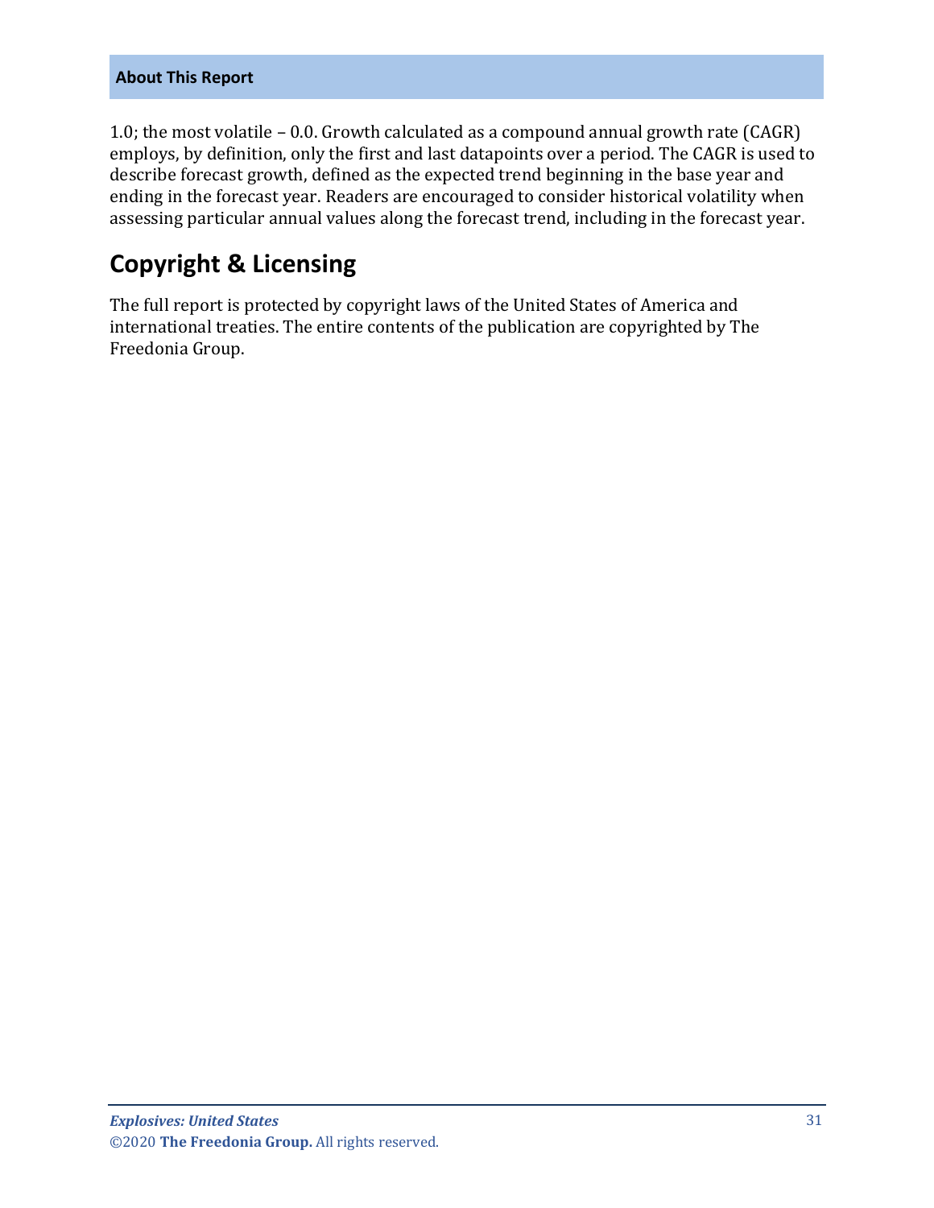1.0; the most volatile – 0.0. Growth calculated as a compound annual growth rate (CAGR) employs, by definition, only the first and last datapoints over a period. The CAGR is used to describe forecast growth, defined as the expected trend beginning in the base year and ending in the forecast year. Readers are encouraged to consider historical volatility when assessing particular annual values along the forecast trend, including in the forecast year.

## Copyright & Licensing

The full report is protected by copyright laws of the United States of America and international treaties. The entire contents of the publication are copyrighted by The Freedonia Group.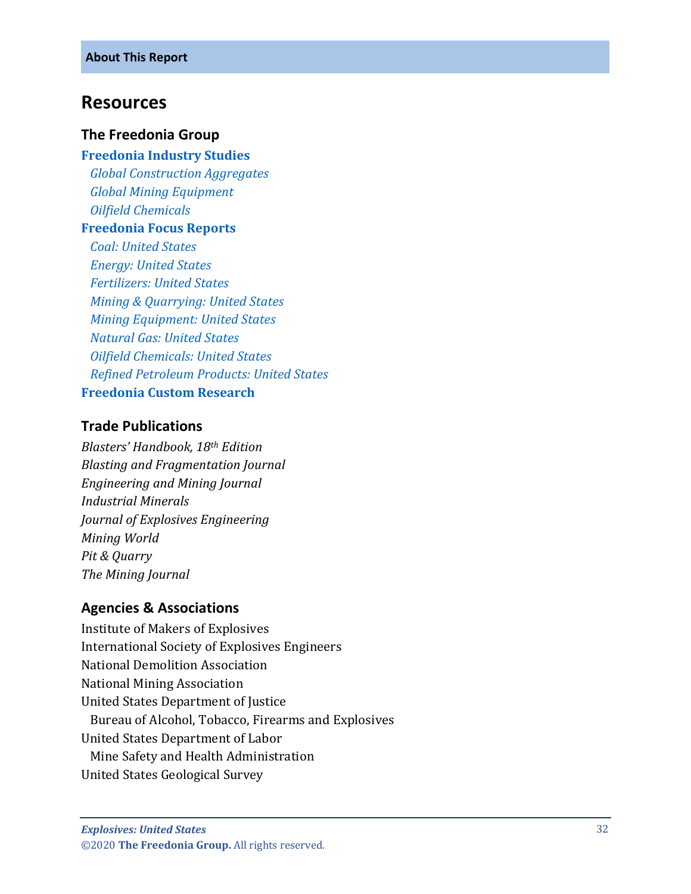# Resources

## The Freedonia Group

**Freedonia Industry Studies**

- *Global Construction Aggregates*
- *Global Mining Equipment*
- *Oilfield Chemicals*

**Freedonia Focus Reports**

- *Coal: United States*
- *Energy: United States*
- *Fertilizers: United States*
- *Mining & Quarrying: United States*
- *Mining Equipment: United States*
- *Natural Gas: United States*
- *Oilfield Chemicals: United States*
- *Refined Petroleum Products: United States*

**Freedonia Custom Research**

## Trade Publications

*Blasters' Handbook, 18th Edition*
*Blasting and Fragmentation Journal*
*Engineering and Mining Journal*
*Industrial Minerals*
*Journal of Explosives Engineering*
*Mining World*
*Pit & Quarry*
*The Mining Journal*

## Agencies & Associations

Institute of Makers of Explosives
International Society of Explosives Engineers
National Demolition Association
National Mining Association
United States Department of Justice
  Bureau of Alcohol, Tobacco, Firearms and Explosives
United States Department of Labor
  Mine Safety and Health Administration
United States Geological Survey